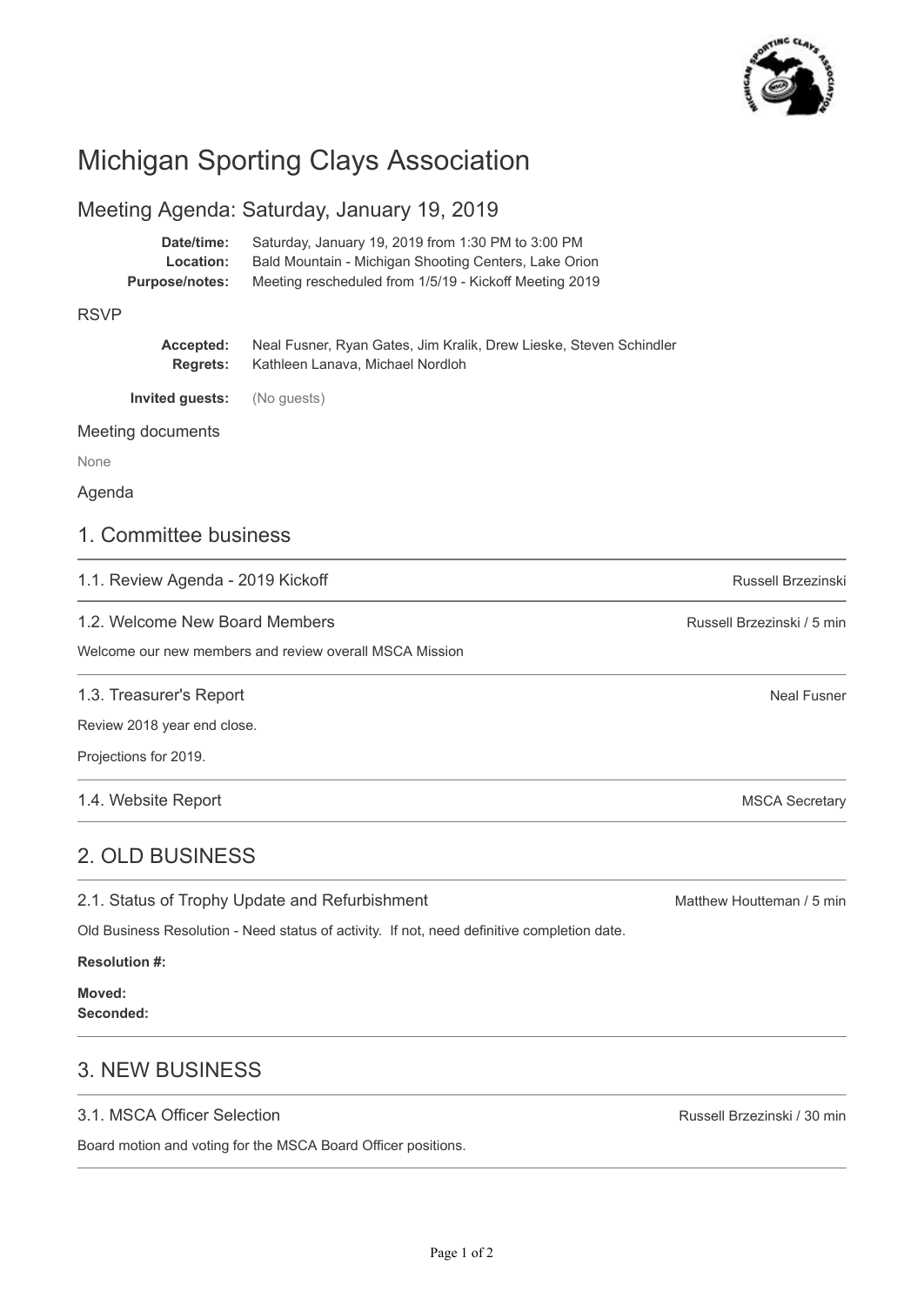# Michigan Sporting Clays Association

## Meeting Agenda: Saturday, January 19, 2019

**Date/time:** Saturday, January 19, 2019 from 1:30 PM to 3:00 PM
**Location:** Bald Mountain - Michigan Shooting Centers, Lake Orion
**Purpose/notes:** Meeting rescheduled from 1/5/19 - Kickoff Meeting 2019

### RSVP

**Accepted:** Neal Fusner, Ryan Gates, Jim Kralik, Drew Lieske, Steven Schindler
**Regrets:** Kathleen Lanava, Michael Nordloh

**Invited guests:** (No guests)

### Meeting documents

None

### Agenda

## 1. Committee business

### 1.1. Review Agenda - 2019 Kickoff

Russell Brzezinski

### 1.2. Welcome New Board Members

Russell Brzezinski / 5 min

Welcome our new members and review overall MSCA Mission

### 1.3. Treasurer's Report

Neal Fusner

Review 2018 year end close.

Projections for 2019.

### 1.4. Website Report

MSCA Secretary

## 2. OLD BUSINESS

### 2.1. Status of Trophy Update and Refurbishment

Matthew Houtteman / 5 min

Old Business Resolution - Need status of activity. If not, need definitive completion date.

**Resolution #:**

**Moved:**
**Seconded:**

## 3. NEW BUSINESS

### 3.1. MSCA Officer Selection

Russell Brzezinski / 30 min

Board motion and voting for the MSCA Board Officer positions.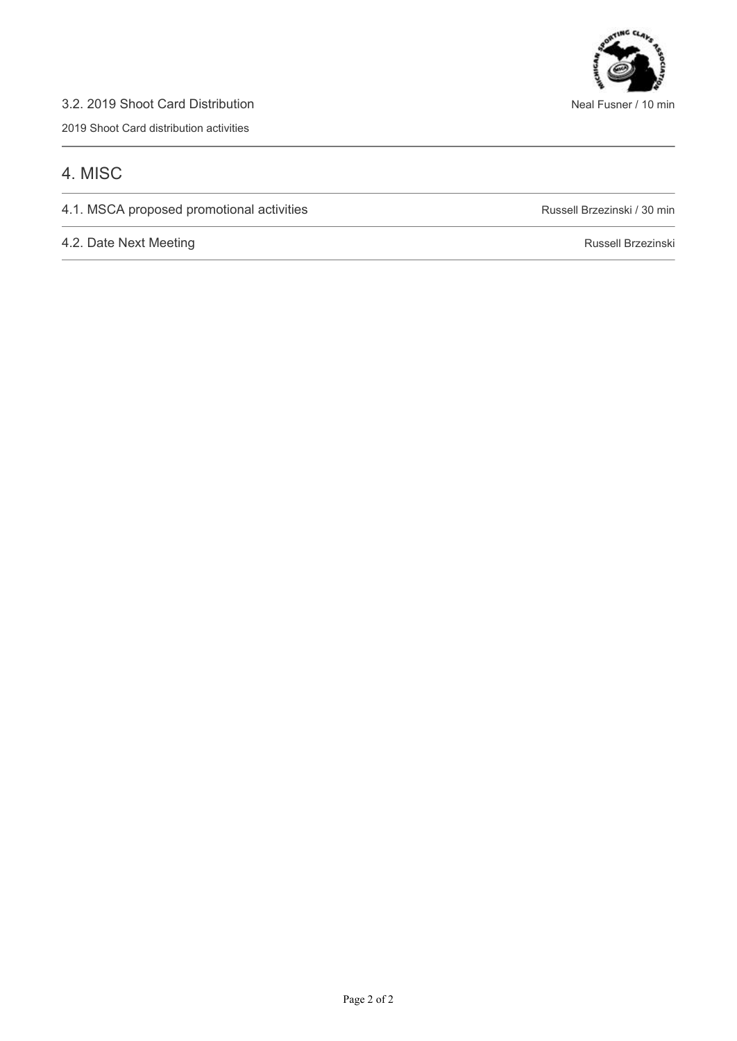### 3.2. 2019 Shoot Card Distribution

Neal Fusner / 10 min

2019 Shoot Card distribution activities

## 4. MISC

### 4.1. MSCA proposed promotional activities

Russell Brzezinski / 30 min

### 4.2. Date Next Meeting

Russell Brzezinski